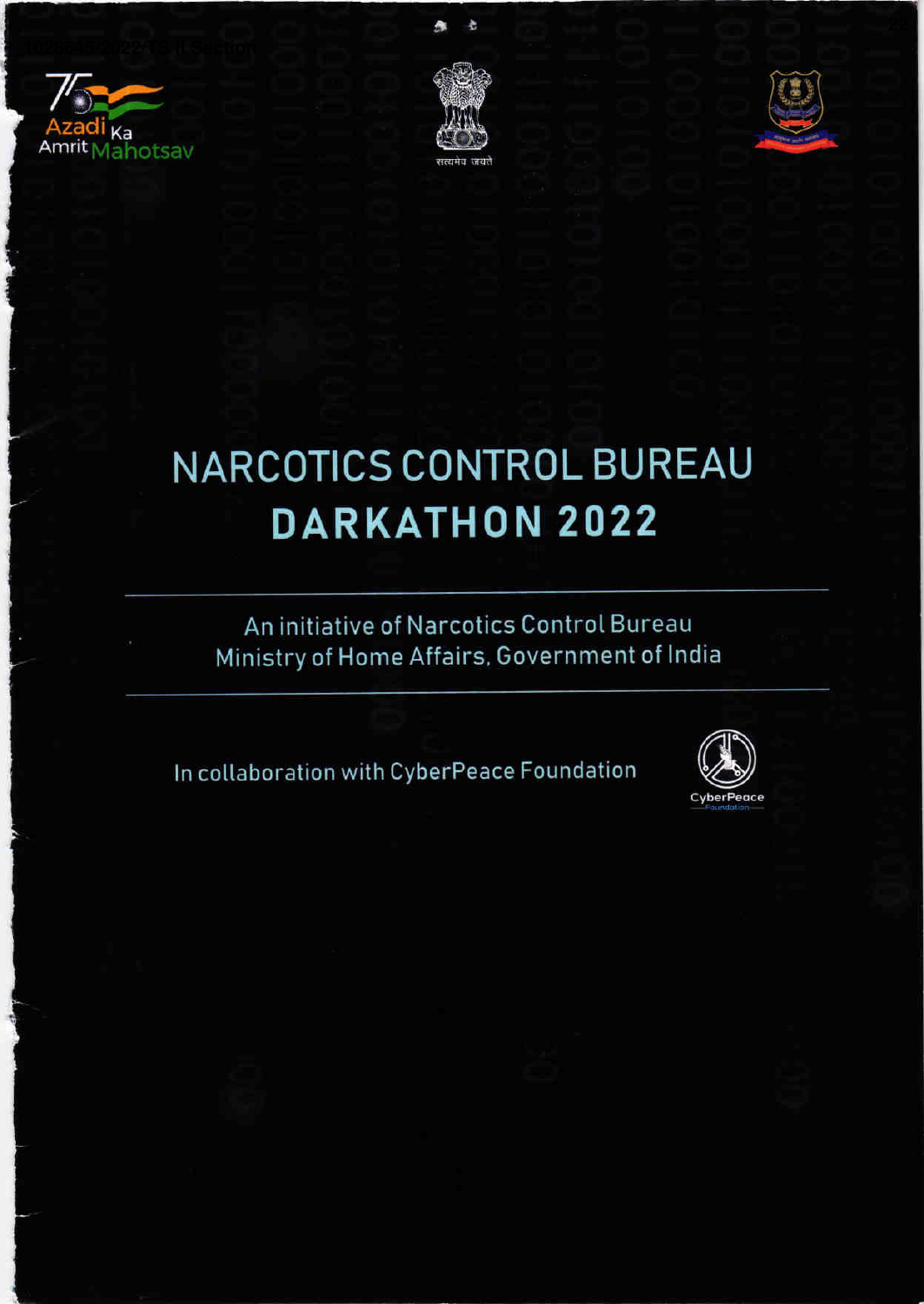Azadi Ka Amrit Mahotsav

सत्यमेव जयते

# NARCOTICS CONTROL BUREAU
# DARKATHON 2022

An initiative of Narcotics Control Bureau
Ministry of Home Affairs, Government of India

In collaboration with CyberPeace Foundation

CyberPeace Foundation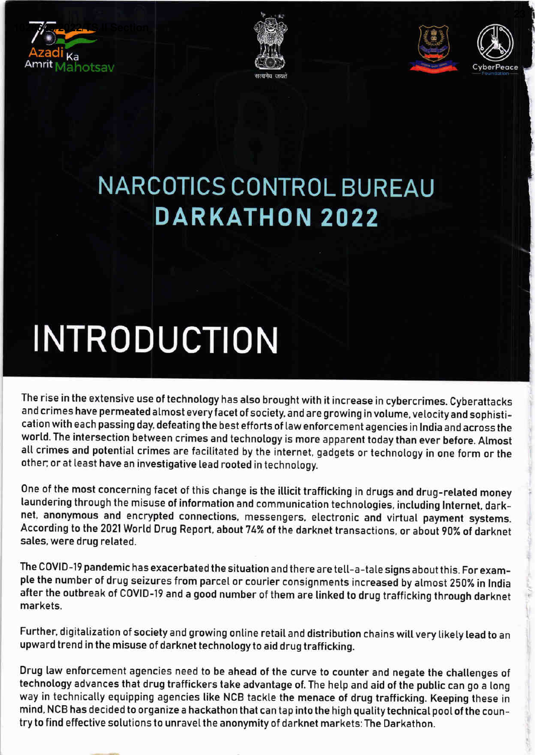# NARCOTICS CONTROL BUREAU

# DARKATHON 2022

## INTRODUCTION

The rise in the extensive use of technology has also brought with it increase in cybercrimes. Cyberattacks and crimes have permeated almost every facet of society, and are growing in volume, velocity and sophistication with each passing day, defeating the best efforts of law enforcement agencies in India and across the world. The intersection between crimes and technology is more apparent today than ever before. Almost all crimes and potential crimes are facilitated by the internet, gadgets or technology in one form or the other; or at least have an investigative lead rooted in technology.

One of the most concerning facet of this change is the illicit trafficking in drugs and drug-related money laundering through the misuse of information and communication technologies, including Internet, darknet, anonymous and encrypted connections, messengers, electronic and virtual payment systems. According to the 2021 World Drug Report, about 74% of the darknet transactions, or about 90% of darknet sales, were drug related.

The COVID-19 pandemic has exacerbated the situation and there are tell-a-tale signs about this. For example the number of drug seizures from parcel or courier consignments increased by almost 250% in India after the outbreak of COVID-19 and a good number of them are linked to drug trafficking through darknet markets.

Further, digitalization of society and growing online retail and distribution chains will very likely lead to an upward trend in the misuse of darknet technology to aid drug trafficking.

Drug law enforcement agencies need to be ahead of the curve to counter and negate the challenges of technology advances that drug traffickers take advantage of. The help and aid of the public can go a long way in technically equipping agencies like NCB tackle the menace of drug trafficking. Keeping these in mind, NCB has decided to organize a hackathon that can tap into the high quality technical pool of the country to find effective solutions to unravel the anonymity of darknet markets: The Darkathon.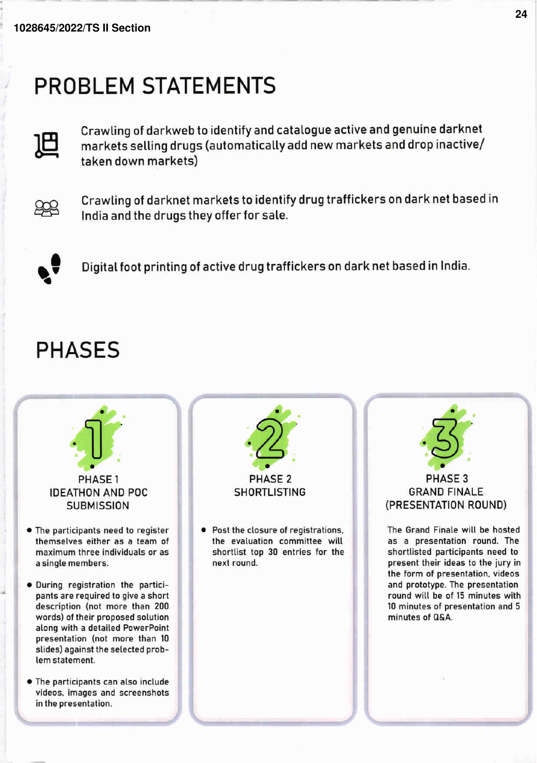# PROBLEM STATEMENTS

- Crawling of darkweb to identify and catalogue active and genuine darknet markets selling drugs (automatically add new markets and drop inactive/ taken down markets)
- Crawling of darknet markets to identify drug traffickers on dark net based in India and the drugs they offer for sale.
- Digital foot printing of active drug traffickers on dark net based in India.

# PHASES

## PHASE 1 IDEATHON AND POC SUBMISSION

- The participants need to register themselves either as a team of maximum three individuals or as a single members.
- During registration the participants are required to give a short description (not more than 200 words) of their proposed solution along with a detailed PowerPoint presentation (not more than 10 slides) against the selected problem statement.
- The participants can also include videos, images and screenshots in the presentation.

## PHASE 2 SHORTLISTING

- Post the closure of registrations, the evaluation committee will shortlist top 30 entries for the next round.

## PHASE 3 GRAND FINALE (PRESENTATION ROUND)

The Grand Finale will be hosted as a presentation round. The shortlisted participants need to present their ideas to the jury in the form of presentation, videos and prototype. The presentation round will be of 15 minutes with 10 minutes of presentation and 5 minutes of Q&A.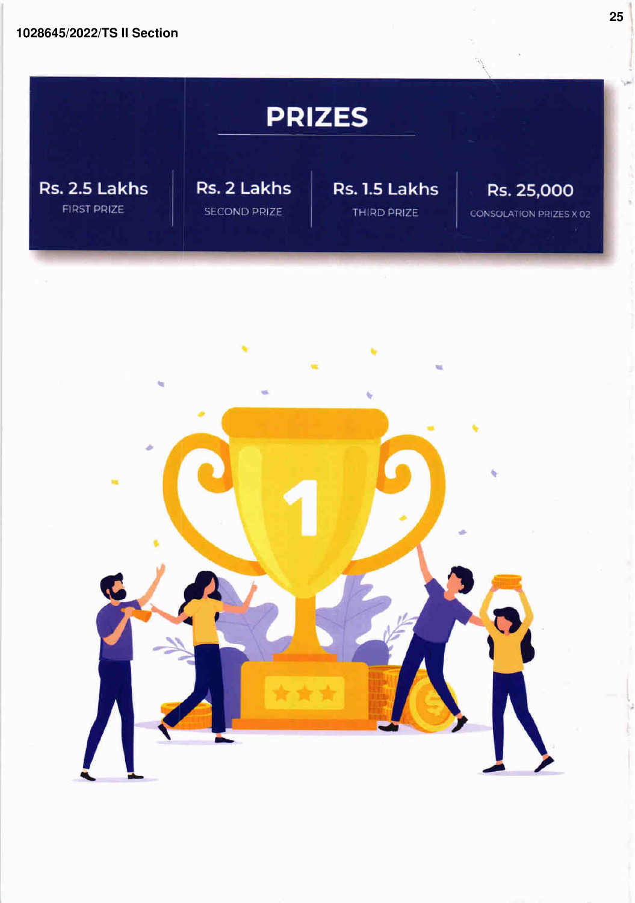# PRIZES

| Rs. 2.5 Lakhs | Rs. 2 Lakhs | Rs. 1.5 Lakhs | Rs. 25,000 |
|---|---|---|---|
| FIRST PRIZE | SECOND PRIZE | THIRD PRIZE | CONSOLATION PRIZES X 02 |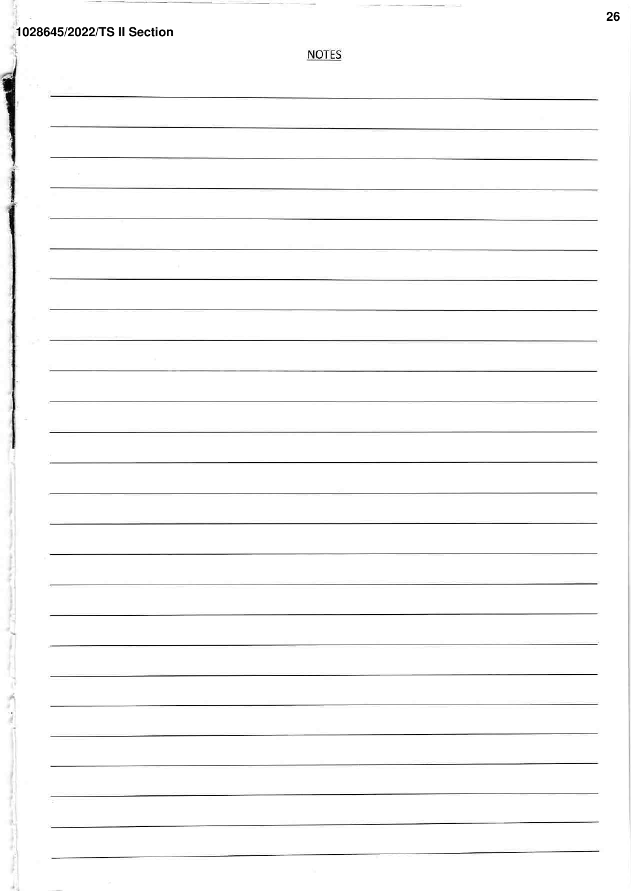NOTES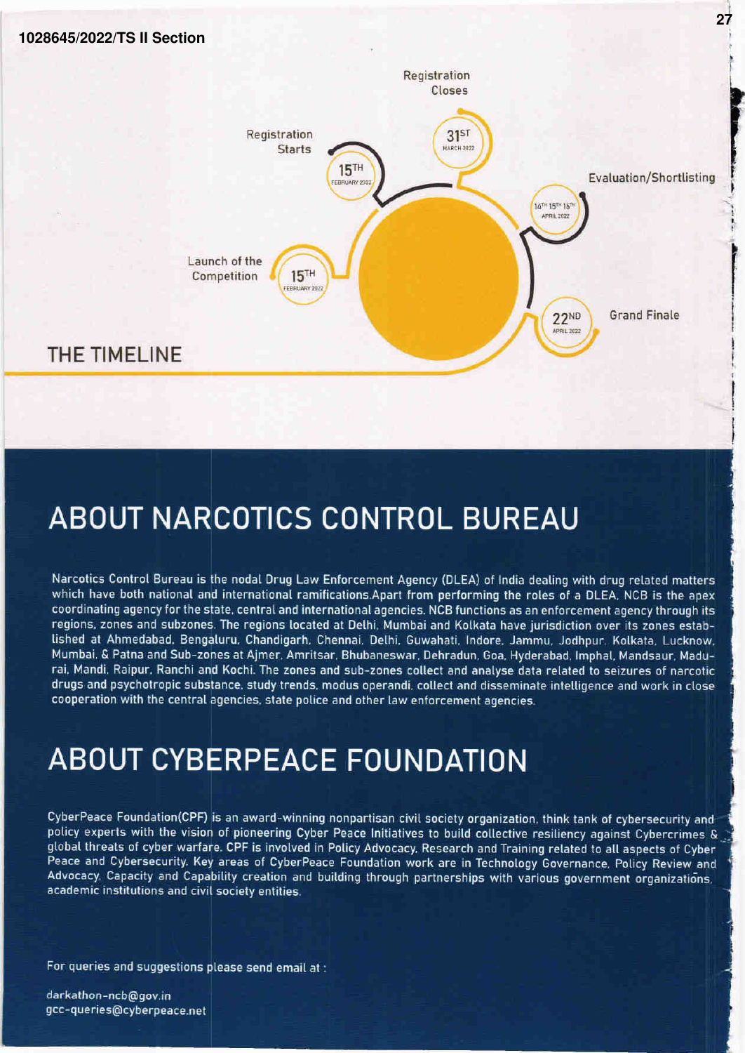# THE TIMELINE

Launch of the Competition
15TH FEBRUARY 2022

Registration Starts
15TH FEBRUARY 2022

Registration Closes
31ST MARCH 2022

Evaluation/Shortlisting
14TH 15TH 16TH APRIL 2022

Grand Finale
22ND APRIL 2022

# ABOUT NARCOTICS CONTROL BUREAU

Narcotics Control Bureau is the nodal Drug Law Enforcement Agency (DLEA) of India dealing with drug related matters which have both national and international ramifications.Apart from performing the roles of a DLEA, NCB is the apex coordinating agency for the state, central and international agencies. NCB functions as an enforcement agency through its regions, zones and subzones. The regions located at Delhi, Mumbai and Kolkata have jurisdiction over its zones established at Ahmedabad, Bengaluru, Chandigarh, Chennai, Delhi, Guwahati, Indore, Jammu, Jodhpur, Kolkata, Lucknow, Mumbai, & Patna and Sub-zones at Ajmer, Amritsar, Bhubaneswar, Dehradun, Goa, Hyderabad, Imphal, Mandsaur, Madurai, Mandi, Raipur, Ranchi and Kochi. The zones and sub-zones collect and analyse data related to seizures of narcotic drugs and psychotropic substance, study trends, modus operandi, collect and disseminate intelligence and work in close cooperation with the central agencies, state police and other law enforcement agencies.

# ABOUT CYBERPEACE FOUNDATION

CyberPeace Foundation(CPF) is an award-winning nonpartisan civil society organization, think tank of cybersecurity and policy experts with the vision of pioneering Cyber Peace Initiatives to build collective resiliency against Cybercrimes & global threats of cyber warfare. CPF is involved in Policy Advocacy, Research and Training related to all aspects of Cyber Peace and Cybersecurity. Key areas of CyberPeace Foundation work are in Technology Governance, Policy Review and Advocacy, Capacity and Capability creation and building through partnerships with various government organizations, academic institutions and civil society entities.

For queries and suggestions please send email at :

darkathon-ncb@gov.in
gcc-queries@cyberpeace.net